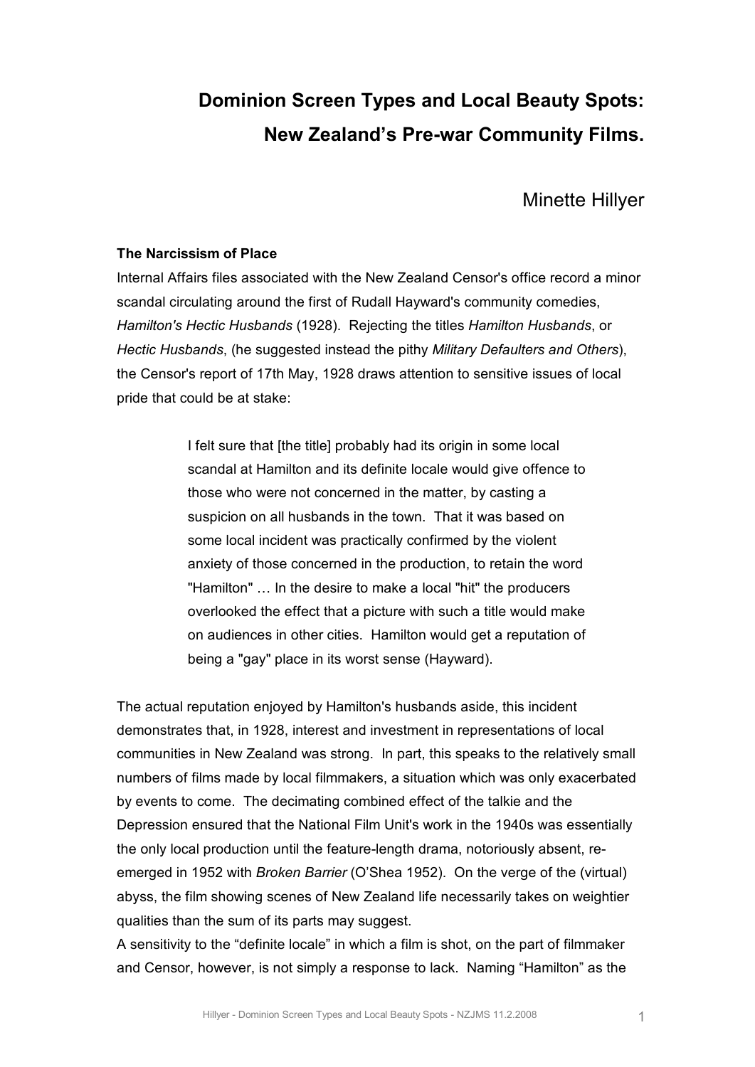# Dominion Screen Types and Local Beauty Spots: New Zealand's Pre-war Community Films.

Minette Hillyer

### The Narcissism of Place

Internal Affairs files associated with the New Zealand Censor's office record a minor scandal circulating around the first of Rudall Hayward's community comedies, *Hamilton's Hectic Husbands* (1928). Rejecting the titles *Hamilton Husbands*, or *Hectic Husbands*, (he suggested instead the pithy *Military Defaulters and Others*), the Censor's report of 17th May, 1928 draws attention to sensitive issues of local pride that could be at stake:

> I felt sure that [the title] probably had its origin in some local scandal at Hamilton and its definite locale would give offence to those who were not concerned in the matter, by casting a suspicion on all husbands in the town. That it was based on some local incident was practically confirmed by the violent anxiety of those concerned in the production, to retain the word "Hamilton" … In the desire to make a local "hit" the producers overlooked the effect that a picture with such a title would make on audiences in other cities. Hamilton would get a reputation of being a "gay" place in its worst sense (Hayward).

The actual reputation enjoyed by Hamilton's husbands aside, this incident demonstrates that, in 1928, interest and investment in representations of local communities in New Zealand was strong. In part, this speaks to the relatively small numbers of films made by local filmmakers, a situation which was only exacerbated by events to come. The decimating combined effect of the talkie and the Depression ensured that the National Film Unit's work in the 1940s was essentially the only local production until the feature-length drama, notoriously absent, re-emerged in 1952 with *Broken Barrier* (O'Shea 1952). On the verge of the (virtual) abyss, the film showing scenes of New Zealand life necessarily takes on weightier qualities than the sum of its parts may suggest.

A sensitivity to the "definite locale" in which a film is shot, on the part of filmmaker and Censor, however, is not simply a response to lack. Naming "Hamilton" as the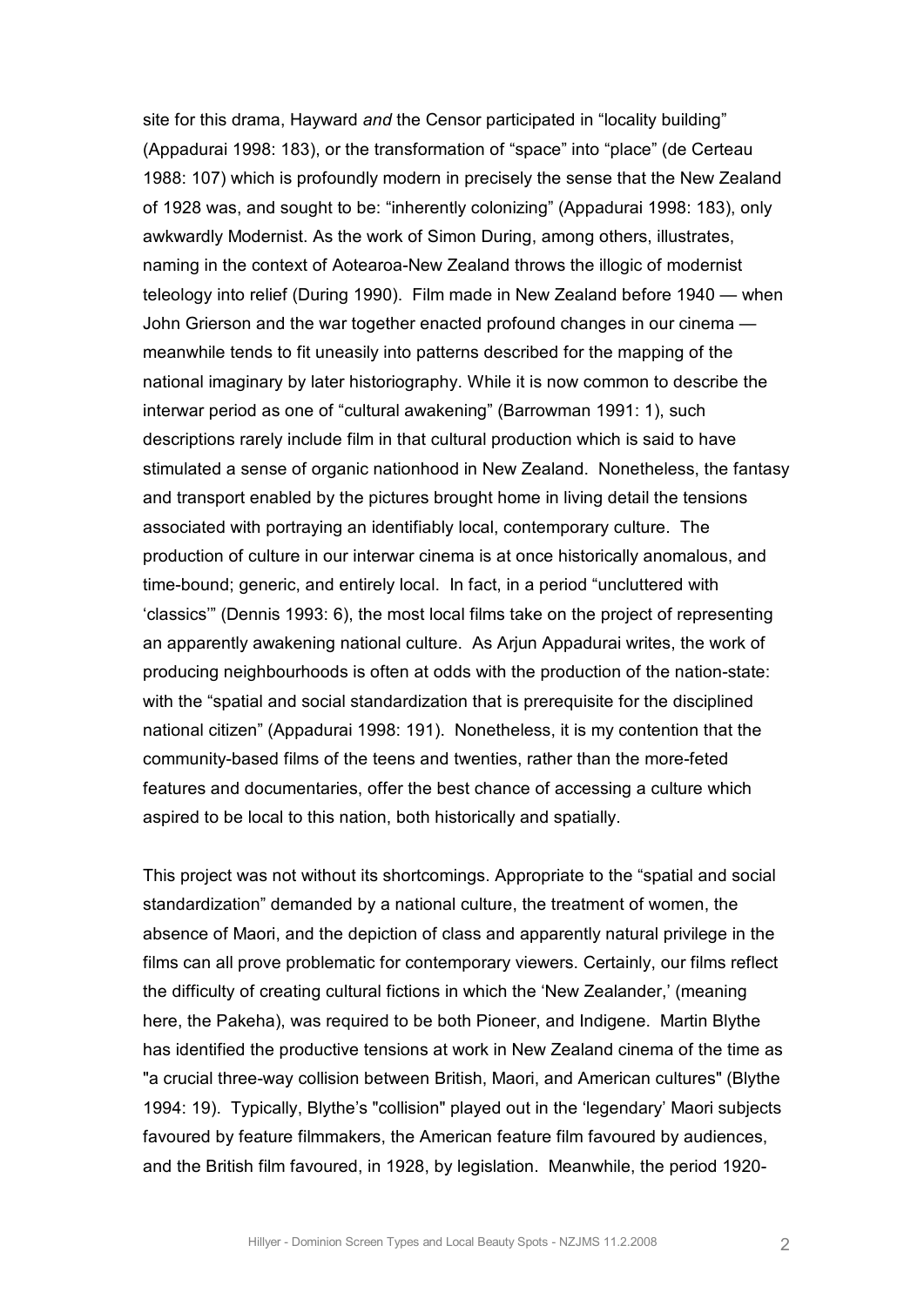site for this drama, Hayward *and* the Censor participated in "locality building" (Appadurai 1998: 183), or the transformation of "space" into "place" (de Certeau 1988: 107) which is profoundly modern in precisely the sense that the New Zealand of 1928 was, and sought to be: "inherently colonizing" (Appadurai 1998: 183), only awkwardly Modernist. As the work of Simon During, among others, illustrates, naming in the context of Aotearoa-New Zealand throws the illogic of modernist teleology into relief (During 1990). Film made in New Zealand before 1940 — when John Grierson and the war together enacted profound changes in our cinema — meanwhile tends to fit uneasily into patterns described for the mapping of the national imaginary by later historiography. While it is now common to describe the interwar period as one of "cultural awakening" (Barrowman 1991: 1), such descriptions rarely include film in that cultural production which is said to have stimulated a sense of organic nationhood in New Zealand. Nonetheless, the fantasy and transport enabled by the pictures brought home in living detail the tensions associated with portraying an identifiably local, contemporary culture. The production of culture in our interwar cinema is at once historically anomalous, and time-bound; generic, and entirely local. In fact, in a period "uncluttered with 'classics'" (Dennis 1993: 6), the most local films take on the project of representing an apparently awakening national culture. As Arjun Appadurai writes, the work of producing neighbourhoods is often at odds with the production of the nation-state: with the "spatial and social standardization that is prerequisite for the disciplined national citizen" (Appadurai 1998: 191). Nonetheless, it is my contention that the community-based films of the teens and twenties, rather than the more-feted features and documentaries, offer the best chance of accessing a culture which aspired to be local to this nation, both historically and spatially.

This project was not without its shortcomings. Appropriate to the "spatial and social standardization" demanded by a national culture, the treatment of women, the absence of Maori, and the depiction of class and apparently natural privilege in the films can all prove problematic for contemporary viewers. Certainly, our films reflect the difficulty of creating cultural fictions in which the 'New Zealander,' (meaning here, the Pakeha), was required to be both Pioneer, and Indigene. Martin Blythe has identified the productive tensions at work in New Zealand cinema of the time as "a crucial three-way collision between British, Maori, and American cultures" (Blythe 1994: 19). Typically, Blythe's "collision" played out in the 'legendary' Maori subjects favoured by feature filmmakers, the American feature film favoured by audiences, and the British film favoured, in 1928, by legislation. Meanwhile, the period 1920-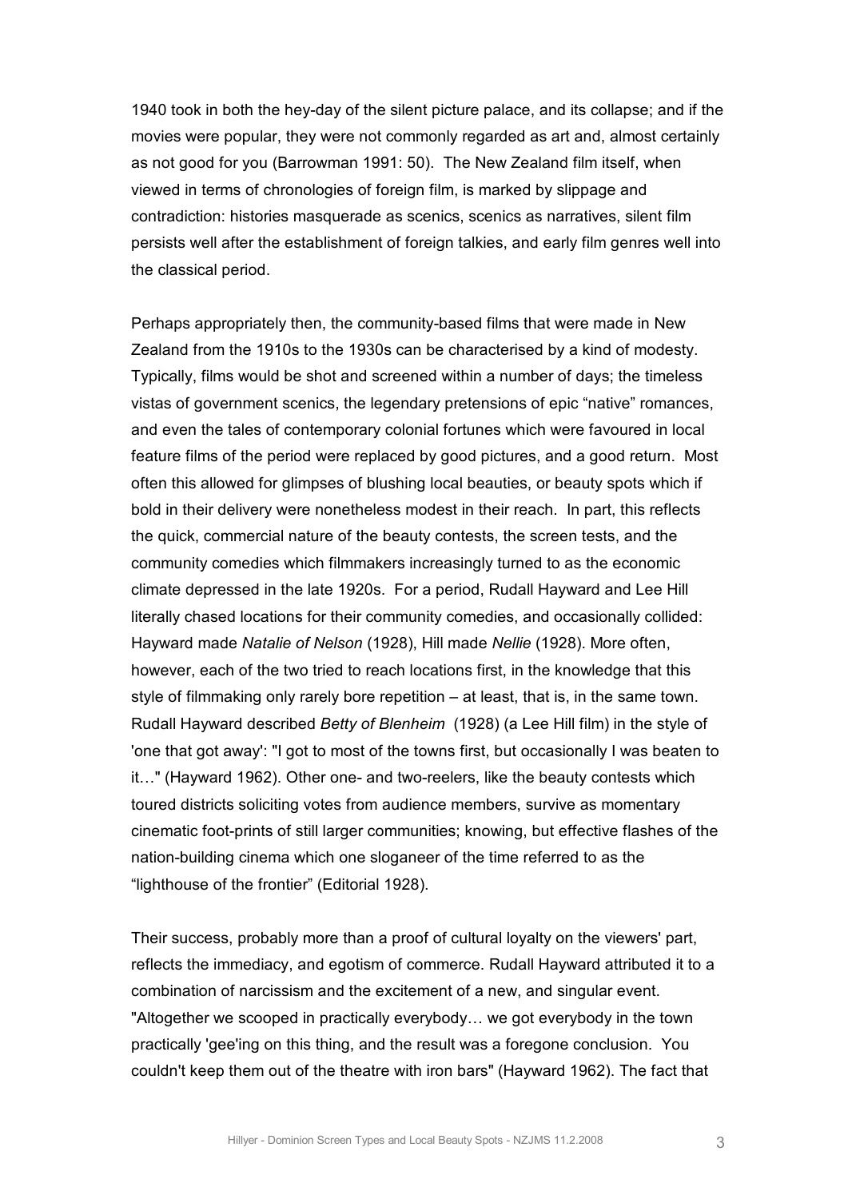1940 took in both the hey-day of the silent picture palace, and its collapse; and if the movies were popular, they were not commonly regarded as art and, almost certainly as not good for you (Barrowman 1991: 50). The New Zealand film itself, when viewed in terms of chronologies of foreign film, is marked by slippage and contradiction: histories masquerade as scenics, scenics as narratives, silent film persists well after the establishment of foreign talkies, and early film genres well into the classical period.

Perhaps appropriately then, the community-based films that were made in New Zealand from the 1910s to the 1930s can be characterised by a kind of modesty. Typically, films would be shot and screened within a number of days; the timeless vistas of government scenics, the legendary pretensions of epic "native" romances, and even the tales of contemporary colonial fortunes which were favoured in local feature films of the period were replaced by good pictures, and a good return. Most often this allowed for glimpses of blushing local beauties, or beauty spots which if bold in their delivery were nonetheless modest in their reach. In part, this reflects the quick, commercial nature of the beauty contests, the screen tests, and the community comedies which filmmakers increasingly turned to as the economic climate depressed in the late 1920s. For a period, Rudall Hayward and Lee Hill literally chased locations for their community comedies, and occasionally collided: Hayward made *Natalie of Nelson* (1928), Hill made *Nellie* (1928). More often, however, each of the two tried to reach locations first, in the knowledge that this style of filmmaking only rarely bore repetition – at least, that is, in the same town. Rudall Hayward described *Betty of Blenheim* (1928) (a Lee Hill film) in the style of 'one that got away': "I got to most of the towns first, but occasionally I was beaten to it…" (Hayward 1962). Other one- and two-reelers, like the beauty contests which toured districts soliciting votes from audience members, survive as momentary cinematic foot-prints of still larger communities; knowing, but effective flashes of the nation-building cinema which one sloganeer of the time referred to as the "lighthouse of the frontier" (Editorial 1928).

Their success, probably more than a proof of cultural loyalty on the viewers' part, reflects the immediacy, and egotism of commerce. Rudall Hayward attributed it to a combination of narcissism and the excitement of a new, and singular event. "Altogether we scooped in practically everybody… we got everybody in the town practically 'gee'ing on this thing, and the result was a foregone conclusion. You couldn't keep them out of the theatre with iron bars" (Hayward 1962). The fact that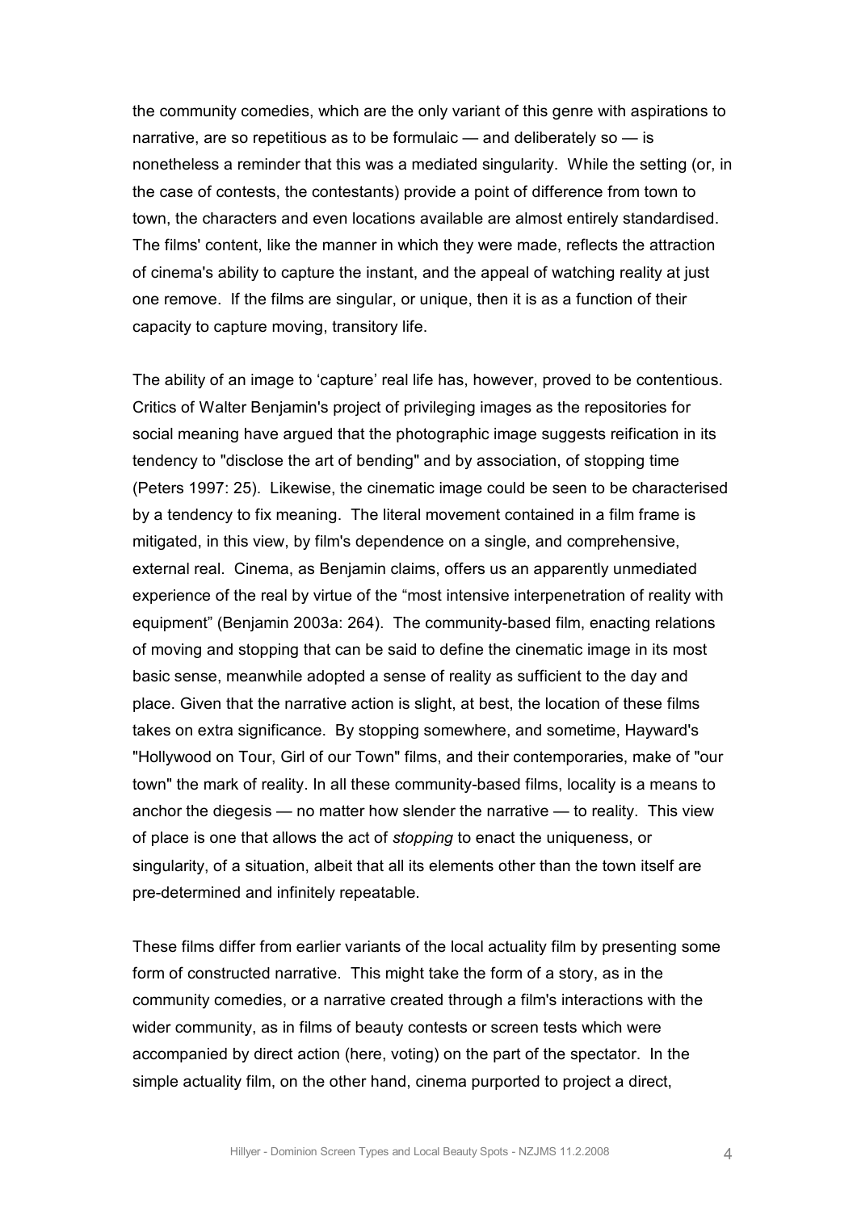the community comedies, which are the only variant of this genre with aspirations to narrative, are so repetitious as to be formulaic — and deliberately so — is nonetheless a reminder that this was a mediated singularity. While the setting (or, in the case of contests, the contestants) provide a point of difference from town to town, the characters and even locations available are almost entirely standardised. The films' content, like the manner in which they were made, reflects the attraction of cinema's ability to capture the instant, and the appeal of watching reality at just one remove. If the films are singular, or unique, then it is as a function of their capacity to capture moving, transitory life.

The ability of an image to 'capture' real life has, however, proved to be contentious. Critics of Walter Benjamin's project of privileging images as the repositories for social meaning have argued that the photographic image suggests reification in its tendency to "disclose the art of bending" and by association, of stopping time (Peters 1997: 25). Likewise, the cinematic image could be seen to be characterised by a tendency to fix meaning. The literal movement contained in a film frame is mitigated, in this view, by film's dependence on a single, and comprehensive, external real. Cinema, as Benjamin claims, offers us an apparently unmediated experience of the real by virtue of the "most intensive interpenetration of reality with equipment" (Benjamin 2003a: 264). The community-based film, enacting relations of moving and stopping that can be said to define the cinematic image in its most basic sense, meanwhile adopted a sense of reality as sufficient to the day and place. Given that the narrative action is slight, at best, the location of these films takes on extra significance. By stopping somewhere, and sometime, Hayward's "Hollywood on Tour, Girl of our Town" films, and their contemporaries, make of "our town" the mark of reality. In all these community-based films, locality is a means to anchor the diegesis — no matter how slender the narrative — to reality. This view of place is one that allows the act of *stopping* to enact the uniqueness, or singularity, of a situation, albeit that all its elements other than the town itself are pre-determined and infinitely repeatable.

These films differ from earlier variants of the local actuality film by presenting some form of constructed narrative. This might take the form of a story, as in the community comedies, or a narrative created through a film's interactions with the wider community, as in films of beauty contests or screen tests which were accompanied by direct action (here, voting) on the part of the spectator. In the simple actuality film, on the other hand, cinema purported to project a direct,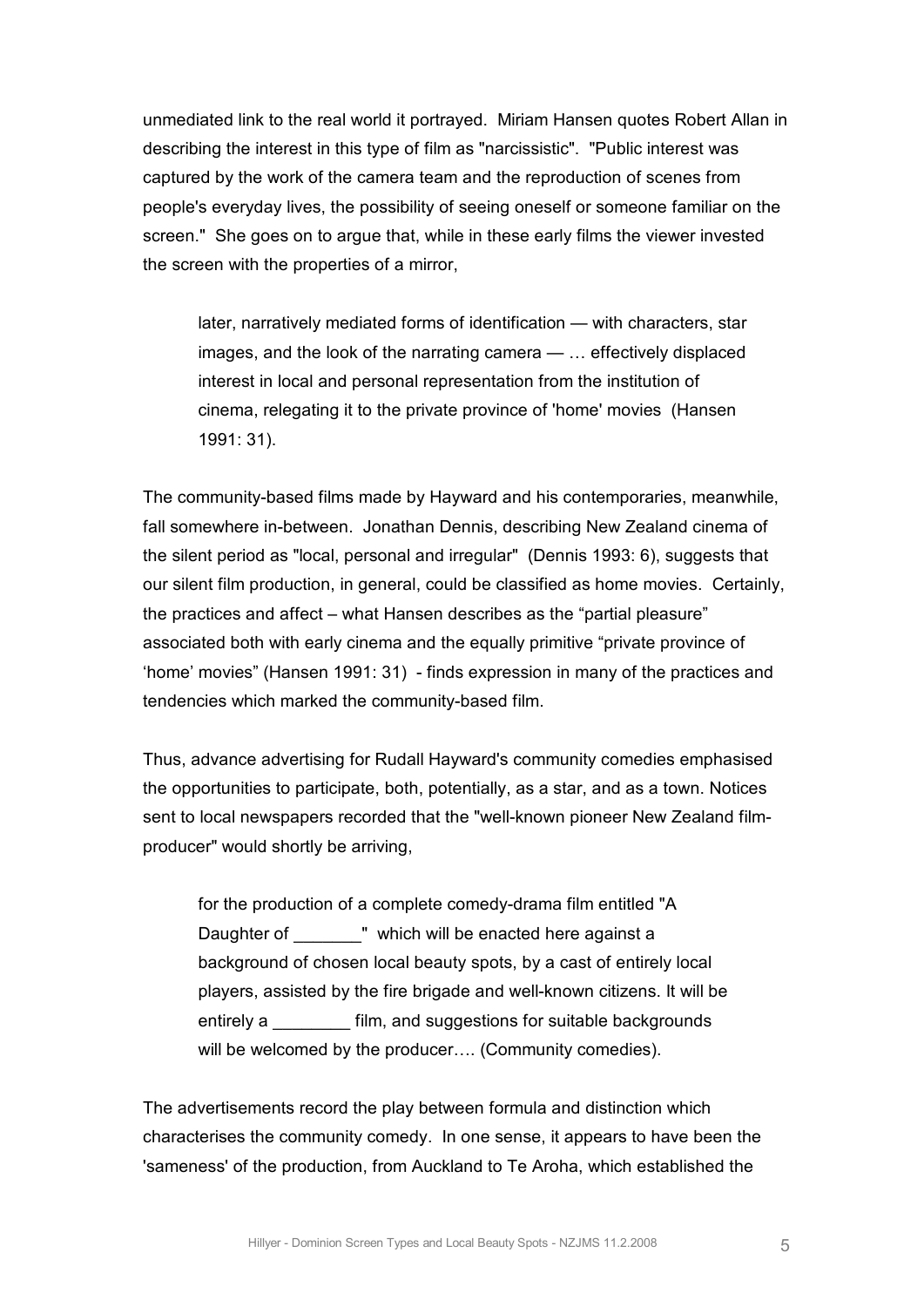unmediated link to the real world it portrayed. Miriam Hansen quotes Robert Allan in describing the interest in this type of film as "narcissistic". "Public interest was captured by the work of the camera team and the reproduction of scenes from people's everyday lives, the possibility of seeing oneself or someone familiar on the screen." She goes on to argue that, while in these early films the viewer invested the screen with the properties of a mirror,

> later, narratively mediated forms of identification — with characters, star images, and the look of the narrating camera — … effectively displaced interest in local and personal representation from the institution of cinema, relegating it to the private province of 'home' movies (Hansen 1991: 31).

The community-based films made by Hayward and his contemporaries, meanwhile, fall somewhere in-between. Jonathan Dennis, describing New Zealand cinema of the silent period as "local, personal and irregular" (Dennis 1993: 6), suggests that our silent film production, in general, could be classified as home movies. Certainly, the practices and affect – what Hansen describes as the "partial pleasure" associated both with early cinema and the equally primitive "private province of 'home' movies" (Hansen 1991: 31) - finds expression in many of the practices and tendencies which marked the community-based film.

Thus, advance advertising for Rudall Hayward's community comedies emphasised the opportunities to participate, both, potentially, as a star, and as a town. Notices sent to local newspapers recorded that the "well-known pioneer New Zealand film-producer" would shortly be arriving,

> for the production of a complete comedy-drama film entitled "A Daughter of _______" which will be enacted here against a background of chosen local beauty spots, by a cast of entirely local players, assisted by the fire brigade and well-known citizens. It will be entirely a ________ film, and suggestions for suitable backgrounds will be welcomed by the producer…. (Community comedies).

The advertisements record the play between formula and distinction which characterises the community comedy. In one sense, it appears to have been the 'sameness' of the production, from Auckland to Te Aroha, which established the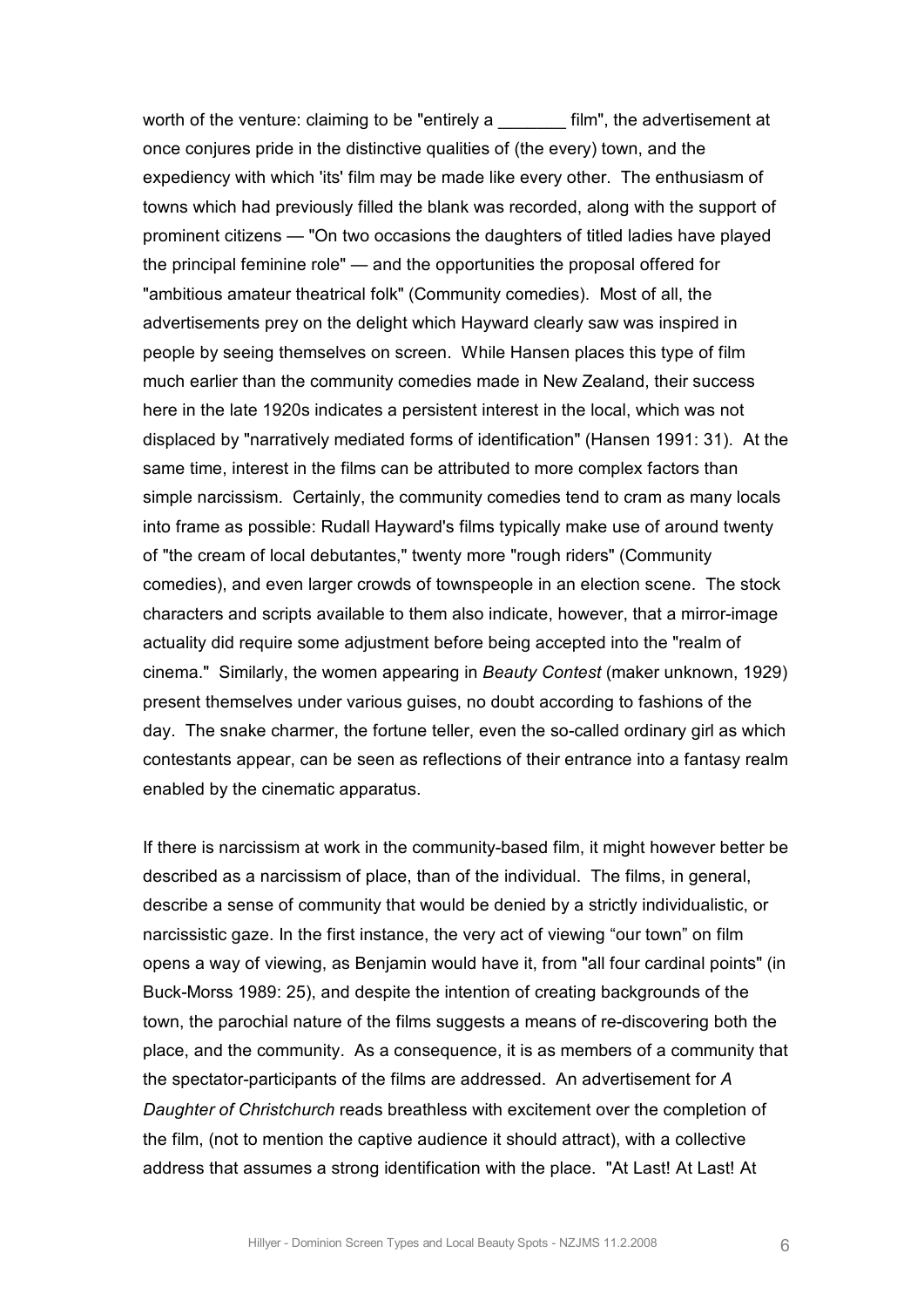worth of the venture: claiming to be "entirely a _______ film", the advertisement at once conjures pride in the distinctive qualities of (the every) town, and the expediency with which 'its' film may be made like every other. The enthusiasm of towns which had previously filled the blank was recorded, along with the support of prominent citizens — "On two occasions the daughters of titled ladies have played the principal feminine role" — and the opportunities the proposal offered for "ambitious amateur theatrical folk" (Community comedies). Most of all, the advertisements prey on the delight which Hayward clearly saw was inspired in people by seeing themselves on screen. While Hansen places this type of film much earlier than the community comedies made in New Zealand, their success here in the late 1920s indicates a persistent interest in the local, which was not displaced by "narratively mediated forms of identification" (Hansen 1991: 31). At the same time, interest in the films can be attributed to more complex factors than simple narcissism. Certainly, the community comedies tend to cram as many locals into frame as possible: Rudall Hayward's films typically make use of around twenty of "the cream of local debutantes," twenty more "rough riders" (Community comedies), and even larger crowds of townspeople in an election scene. The stock characters and scripts available to them also indicate, however, that a mirror-image actuality did require some adjustment before being accepted into the "realm of cinema." Similarly, the women appearing in *Beauty Contest* (maker unknown, 1929) present themselves under various guises, no doubt according to fashions of the day. The snake charmer, the fortune teller, even the so-called ordinary girl as which contestants appear, can be seen as reflections of their entrance into a fantasy realm enabled by the cinematic apparatus.

If there is narcissism at work in the community-based film, it might however better be described as a narcissism of place, than of the individual. The films, in general, describe a sense of community that would be denied by a strictly individualistic, or narcissistic gaze. In the first instance, the very act of viewing "our town" on film opens a way of viewing, as Benjamin would have it, from "all four cardinal points" (in Buck-Morss 1989: 25), and despite the intention of creating backgrounds of the town, the parochial nature of the films suggests a means of re-discovering both the place, and the community. As a consequence, it is as members of a community that the spectator-participants of the films are addressed. An advertisement for *A Daughter of Christchurch* reads breathless with excitement over the completion of the film, (not to mention the captive audience it should attract), with a collective address that assumes a strong identification with the place. "At Last! At Last! At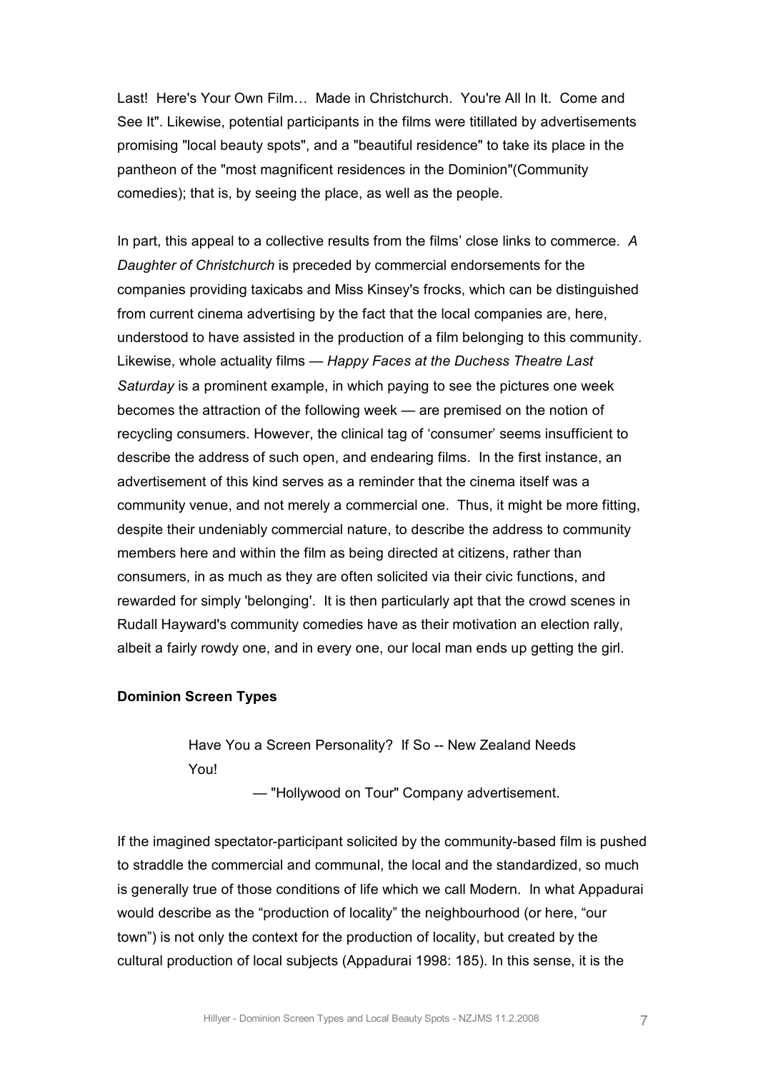Last! Here's Your Own Film… Made in Christchurch. You're All In It. Come and See It". Likewise, potential participants in the films were titillated by advertisements promising "local beauty spots", and a "beautiful residence" to take its place in the pantheon of the "most magnificent residences in the Dominion"(Community comedies); that is, by seeing the place, as well as the people.

In part, this appeal to a collective results from the films' close links to commerce. *A Daughter of Christchurch* is preceded by commercial endorsements for the companies providing taxicabs and Miss Kinsey's frocks, which can be distinguished from current cinema advertising by the fact that the local companies are, here, understood to have assisted in the production of a film belonging to this community. Likewise, whole actuality films — *Happy Faces at the Duchess Theatre Last Saturday* is a prominent example, in which paying to see the pictures one week becomes the attraction of the following week — are premised on the notion of recycling consumers. However, the clinical tag of 'consumer' seems insufficient to describe the address of such open, and endearing films. In the first instance, an advertisement of this kind serves as a reminder that the cinema itself was a community venue, and not merely a commercial one. Thus, it might be more fitting, despite their undeniably commercial nature, to describe the address to community members here and within the film as being directed at citizens, rather than consumers, in as much as they are often solicited via their civic functions, and rewarded for simply 'belonging'. It is then particularly apt that the crowd scenes in Rudall Hayward's community comedies have as their motivation an election rally, albeit a fairly rowdy one, and in every one, our local man ends up getting the girl.

**Dominion Screen Types**

> Have You a Screen Personality? If So -- New Zealand Needs You!
>
> — "Hollywood on Tour" Company advertisement.

If the imagined spectator-participant solicited by the community-based film is pushed to straddle the commercial and communal, the local and the standardized, so much is generally true of those conditions of life which we call Modern. In what Appadurai would describe as the "production of locality" the neighbourhood (or here, "our town") is not only the context for the production of locality, but created by the cultural production of local subjects (Appadurai 1998: 185). In this sense, it is the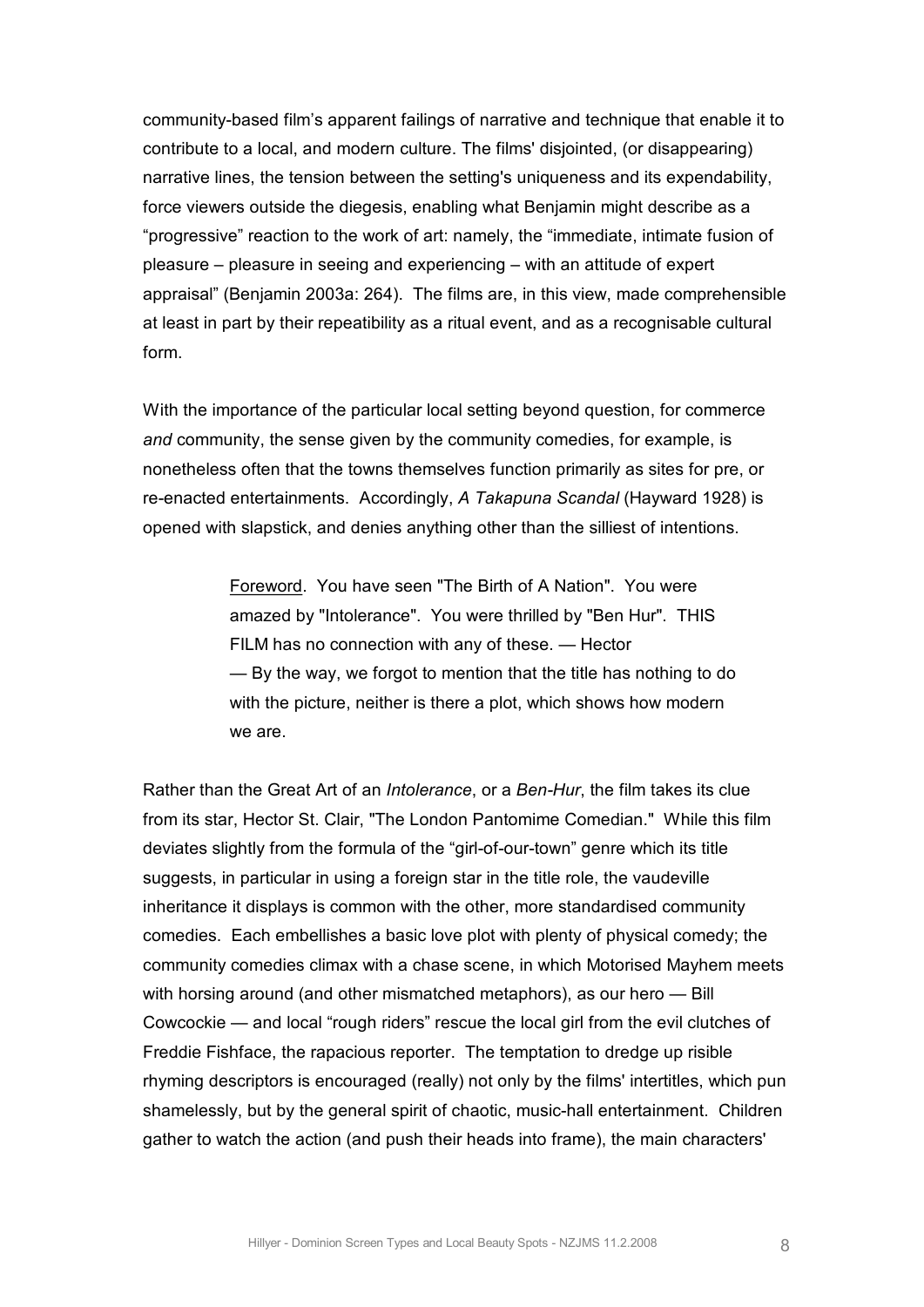community-based film's apparent failings of narrative and technique that enable it to contribute to a local, and modern culture. The films' disjointed, (or disappearing) narrative lines, the tension between the setting's uniqueness and its expendability, force viewers outside the diegesis, enabling what Benjamin might describe as a "progressive" reaction to the work of art: namely, the "immediate, intimate fusion of pleasure – pleasure in seeing and experiencing – with an attitude of expert appraisal" (Benjamin 2003a: 264). The films are, in this view, made comprehensible at least in part by their repeatibility as a ritual event, and as a recognisable cultural form.

With the importance of the particular local setting beyond question, for commerce *and* community, the sense given by the community comedies, for example, is nonetheless often that the towns themselves function primarily as sites for pre, or re-enacted entertainments. Accordingly, *A Takapuna Scandal* (Hayward 1928) is opened with slapstick, and denies anything other than the silliest of intentions.

> Foreword. You have seen "The Birth of A Nation". You were amazed by "Intolerance". You were thrilled by "Ben Hur". THIS FILM has no connection with any of these. — Hector
> — By the way, we forgot to mention that the title has nothing to do with the picture, neither is there a plot, which shows how modern we are.

Rather than the Great Art of an *Intolerance*, or a *Ben-Hur*, the film takes its clue from its star, Hector St. Clair, "The London Pantomime Comedian." While this film deviates slightly from the formula of the "girl-of-our-town" genre which its title suggests, in particular in using a foreign star in the title role, the vaudeville inheritance it displays is common with the other, more standardised community comedies. Each embellishes a basic love plot with plenty of physical comedy; the community comedies climax with a chase scene, in which Motorised Mayhem meets with horsing around (and other mismatched metaphors), as our hero — Bill Cowcockie — and local "rough riders" rescue the local girl from the evil clutches of Freddie Fishface, the rapacious reporter. The temptation to dredge up risible rhyming descriptors is encouraged (really) not only by the films' intertitles, which pun shamelessly, but by the general spirit of chaotic, music-hall entertainment. Children gather to watch the action (and push their heads into frame), the main characters'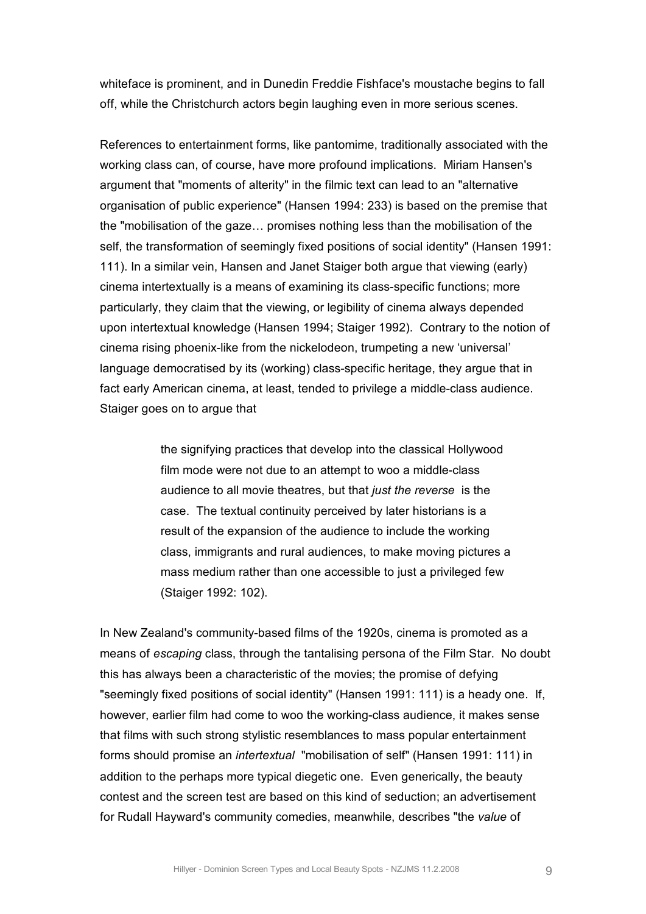whiteface is prominent, and in Dunedin Freddie Fishface's moustache begins to fall off, while the Christchurch actors begin laughing even in more serious scenes.

References to entertainment forms, like pantomime, traditionally associated with the working class can, of course, have more profound implications. Miriam Hansen's argument that "moments of alterity" in the filmic text can lead to an "alternative organisation of public experience" (Hansen 1994: 233) is based on the premise that the "mobilisation of the gaze… promises nothing less than the mobilisation of the self, the transformation of seemingly fixed positions of social identity" (Hansen 1991: 111). In a similar vein, Hansen and Janet Staiger both argue that viewing (early) cinema intertextually is a means of examining its class-specific functions; more particularly, they claim that the viewing, or legibility of cinema always depended upon intertextual knowledge (Hansen 1994; Staiger 1992). Contrary to the notion of cinema rising phoenix-like from the nickelodeon, trumpeting a new 'universal' language democratised by its (working) class-specific heritage, they argue that in fact early American cinema, at least, tended to privilege a middle-class audience. Staiger goes on to argue that

> the signifying practices that develop into the classical Hollywood film mode were not due to an attempt to woo a middle-class audience to all movie theatres, but that *just the reverse* is the case. The textual continuity perceived by later historians is a result of the expansion of the audience to include the working class, immigrants and rural audiences, to make moving pictures a mass medium rather than one accessible to just a privileged few (Staiger 1992: 102).

In New Zealand's community-based films of the 1920s, cinema is promoted as a means of *escaping* class, through the tantalising persona of the Film Star. No doubt this has always been a characteristic of the movies; the promise of defying "seemingly fixed positions of social identity" (Hansen 1991: 111) is a heady one. If, however, earlier film had come to woo the working-class audience, it makes sense that films with such strong stylistic resemblances to mass popular entertainment forms should promise an *intertextual* "mobilisation of self" (Hansen 1991: 111) in addition to the perhaps more typical diegetic one. Even generically, the beauty contest and the screen test are based on this kind of seduction; an advertisement for Rudall Hayward's community comedies, meanwhile, describes "the *value* of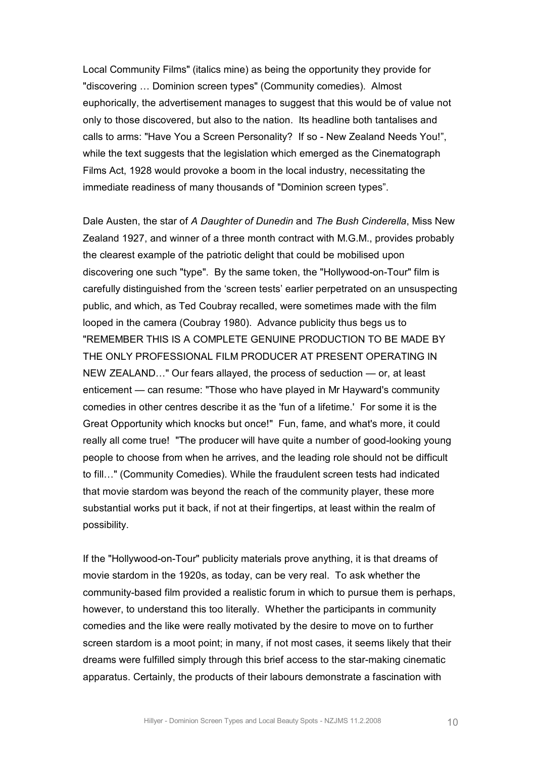Local Community Films" (italics mine) as being the opportunity they provide for "discovering … Dominion screen types" (Community comedies). Almost euphorically, the advertisement manages to suggest that this would be of value not only to those discovered, but also to the nation. Its headline both tantalises and calls to arms: "Have You a Screen Personality? If so - New Zealand Needs You!", while the text suggests that the legislation which emerged as the Cinematograph Films Act, 1928 would provoke a boom in the local industry, necessitating the immediate readiness of many thousands of "Dominion screen types".

Dale Austen, the star of *A Daughter of Dunedin* and *The Bush Cinderella*, Miss New Zealand 1927, and winner of a three month contract with M.G.M., provides probably the clearest example of the patriotic delight that could be mobilised upon discovering one such "type". By the same token, the "Hollywood-on-Tour" film is carefully distinguished from the 'screen tests' earlier perpetrated on an unsuspecting public, and which, as Ted Coubray recalled, were sometimes made with the film looped in the camera (Coubray 1980). Advance publicity thus begs us to "REMEMBER THIS IS A COMPLETE GENUINE PRODUCTION TO BE MADE BY THE ONLY PROFESSIONAL FILM PRODUCER AT PRESENT OPERATING IN NEW ZEALAND…" Our fears allayed, the process of seduction — or, at least enticement — can resume: "Those who have played in Mr Hayward's community comedies in other centres describe it as the 'fun of a lifetime.' For some it is the Great Opportunity which knocks but once!" Fun, fame, and what's more, it could really all come true! "The producer will have quite a number of good-looking young people to choose from when he arrives, and the leading role should not be difficult to fill…" (Community Comedies). While the fraudulent screen tests had indicated that movie stardom was beyond the reach of the community player, these more substantial works put it back, if not at their fingertips, at least within the realm of possibility.

If the "Hollywood-on-Tour" publicity materials prove anything, it is that dreams of movie stardom in the 1920s, as today, can be very real. To ask whether the community-based film provided a realistic forum in which to pursue them is perhaps, however, to understand this too literally. Whether the participants in community comedies and the like were really motivated by the desire to move on to further screen stardom is a moot point; in many, if not most cases, it seems likely that their dreams were fulfilled simply through this brief access to the star-making cinematic apparatus. Certainly, the products of their labours demonstrate a fascination with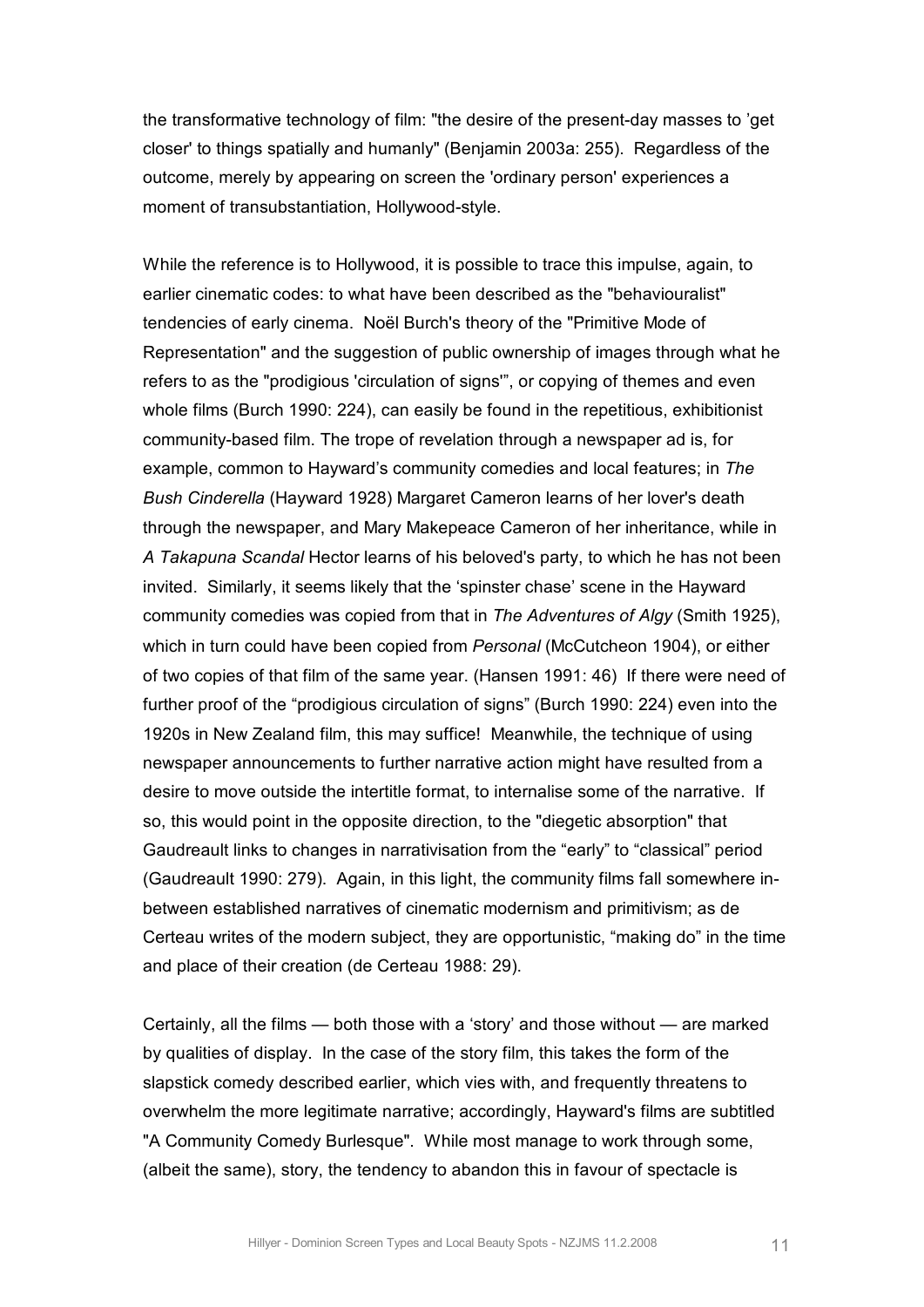the transformative technology of film: "the desire of the present-day masses to 'get closer' to things spatially and humanly" (Benjamin 2003a: 255). Regardless of the outcome, merely by appearing on screen the 'ordinary person' experiences a moment of transubstantiation, Hollywood-style.

While the reference is to Hollywood, it is possible to trace this impulse, again, to earlier cinematic codes: to what have been described as the "behaviouralist" tendencies of early cinema. Noël Burch's theory of the "Primitive Mode of Representation" and the suggestion of public ownership of images through what he refers to as the "prodigious 'circulation of signs'", or copying of themes and even whole films (Burch 1990: 224), can easily be found in the repetitious, exhibitionist community-based film. The trope of revelation through a newspaper ad is, for example, common to Hayward's community comedies and local features; in *The Bush Cinderella* (Hayward 1928) Margaret Cameron learns of her lover's death through the newspaper, and Mary Makepeace Cameron of her inheritance, while in *A Takapuna Scandal* Hector learns of his beloved's party, to which he has not been invited. Similarly, it seems likely that the 'spinster chase' scene in the Hayward community comedies was copied from that in *The Adventures of Algy* (Smith 1925), which in turn could have been copied from *Personal* (McCutcheon 1904), or either of two copies of that film of the same year. (Hansen 1991: 46) If there were need of further proof of the "prodigious circulation of signs" (Burch 1990: 224) even into the 1920s in New Zealand film, this may suffice! Meanwhile, the technique of using newspaper announcements to further narrative action might have resulted from a desire to move outside the intertitle format, to internalise some of the narrative. If so, this would point in the opposite direction, to the "diegetic absorption" that Gaudreault links to changes in narrativisation from the "early" to "classical" period (Gaudreault 1990: 279). Again, in this light, the community films fall somewhere in-between established narratives of cinematic modernism and primitivism; as de Certeau writes of the modern subject, they are opportunistic, "making do" in the time and place of their creation (de Certeau 1988: 29).

Certainly, all the films — both those with a 'story' and those without — are marked by qualities of display. In the case of the story film, this takes the form of the slapstick comedy described earlier, which vies with, and frequently threatens to overwhelm the more legitimate narrative; accordingly, Hayward's films are subtitled "A Community Comedy Burlesque". While most manage to work through some, (albeit the same), story, the tendency to abandon this in favour of spectacle is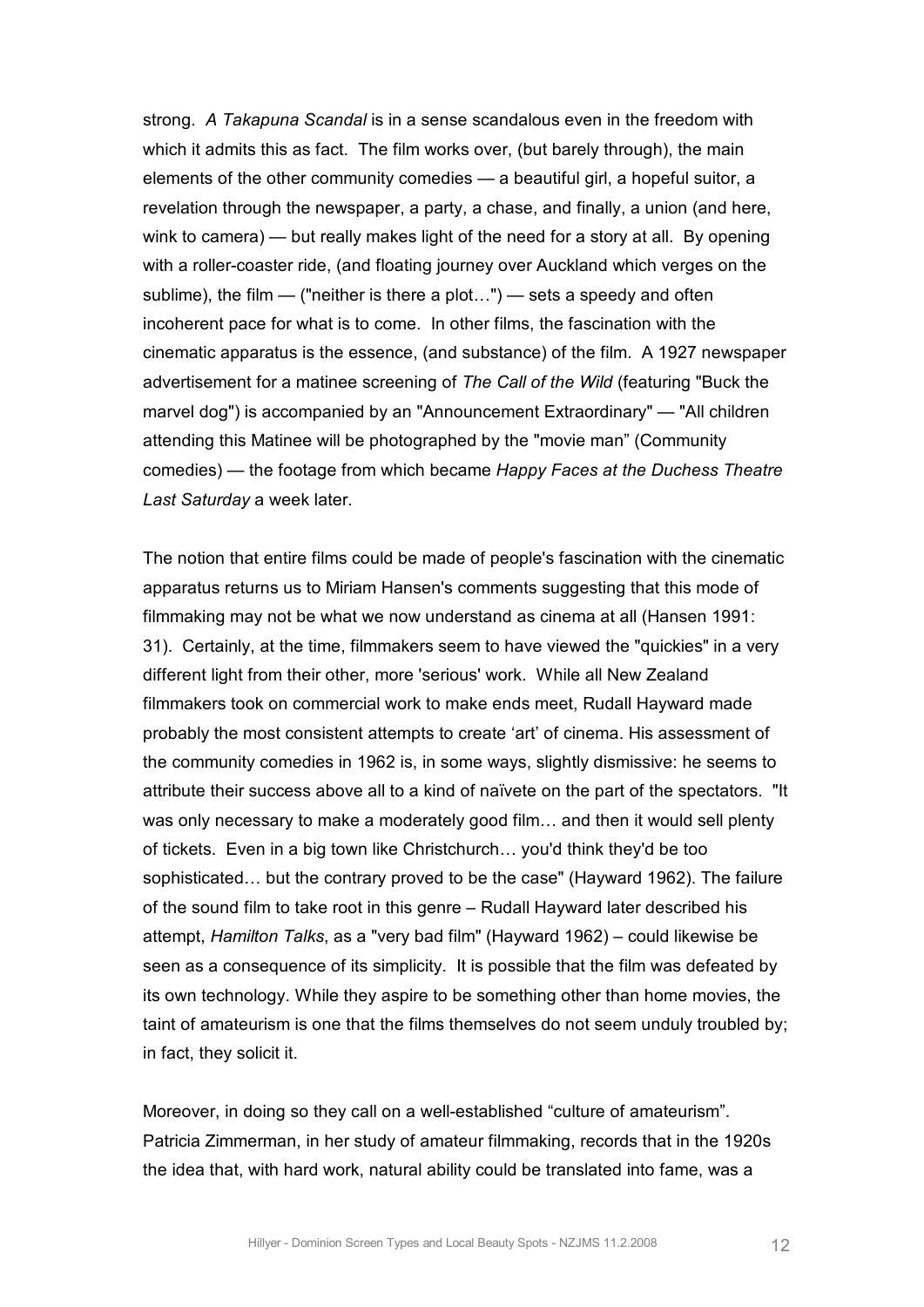strong. *A Takapuna Scandal* is in a sense scandalous even in the freedom with which it admits this as fact. The film works over, (but barely through), the main elements of the other community comedies — a beautiful girl, a hopeful suitor, a revelation through the newspaper, a party, a chase, and finally, a union (and here, wink to camera) — but really makes light of the need for a story at all. By opening with a roller-coaster ride, (and floating journey over Auckland which verges on the sublime), the film — ("neither is there a plot…") — sets a speedy and often incoherent pace for what is to come. In other films, the fascination with the cinematic apparatus is the essence, (and substance) of the film. A 1927 newspaper advertisement for a matinee screening of *The Call of the Wild* (featuring "Buck the marvel dog") is accompanied by an "Announcement Extraordinary" — "All children attending this Matinee will be photographed by the "movie man" (Community comedies) — the footage from which became *Happy Faces at the Duchess Theatre Last Saturday* a week later.

The notion that entire films could be made of people's fascination with the cinematic apparatus returns us to Miriam Hansen's comments suggesting that this mode of filmmaking may not be what we now understand as cinema at all (Hansen 1991: 31). Certainly, at the time, filmmakers seem to have viewed the "quickies" in a very different light from their other, more 'serious' work. While all New Zealand filmmakers took on commercial work to make ends meet, Rudall Hayward made probably the most consistent attempts to create 'art' of cinema. His assessment of the community comedies in 1962 is, in some ways, slightly dismissive: he seems to attribute their success above all to a kind of naïvete on the part of the spectators. "It was only necessary to make a moderately good film… and then it would sell plenty of tickets. Even in a big town like Christchurch… you'd think they'd be too sophisticated… but the contrary proved to be the case" (Hayward 1962). The failure of the sound film to take root in this genre – Rudall Hayward later described his attempt, *Hamilton Talks*, as a "very bad film" (Hayward 1962) – could likewise be seen as a consequence of its simplicity. It is possible that the film was defeated by its own technology. While they aspire to be something other than home movies, the taint of amateurism is one that the films themselves do not seem unduly troubled by; in fact, they solicit it.

Moreover, in doing so they call on a well-established "culture of amateurism". Patricia Zimmerman, in her study of amateur filmmaking, records that in the 1920s the idea that, with hard work, natural ability could be translated into fame, was a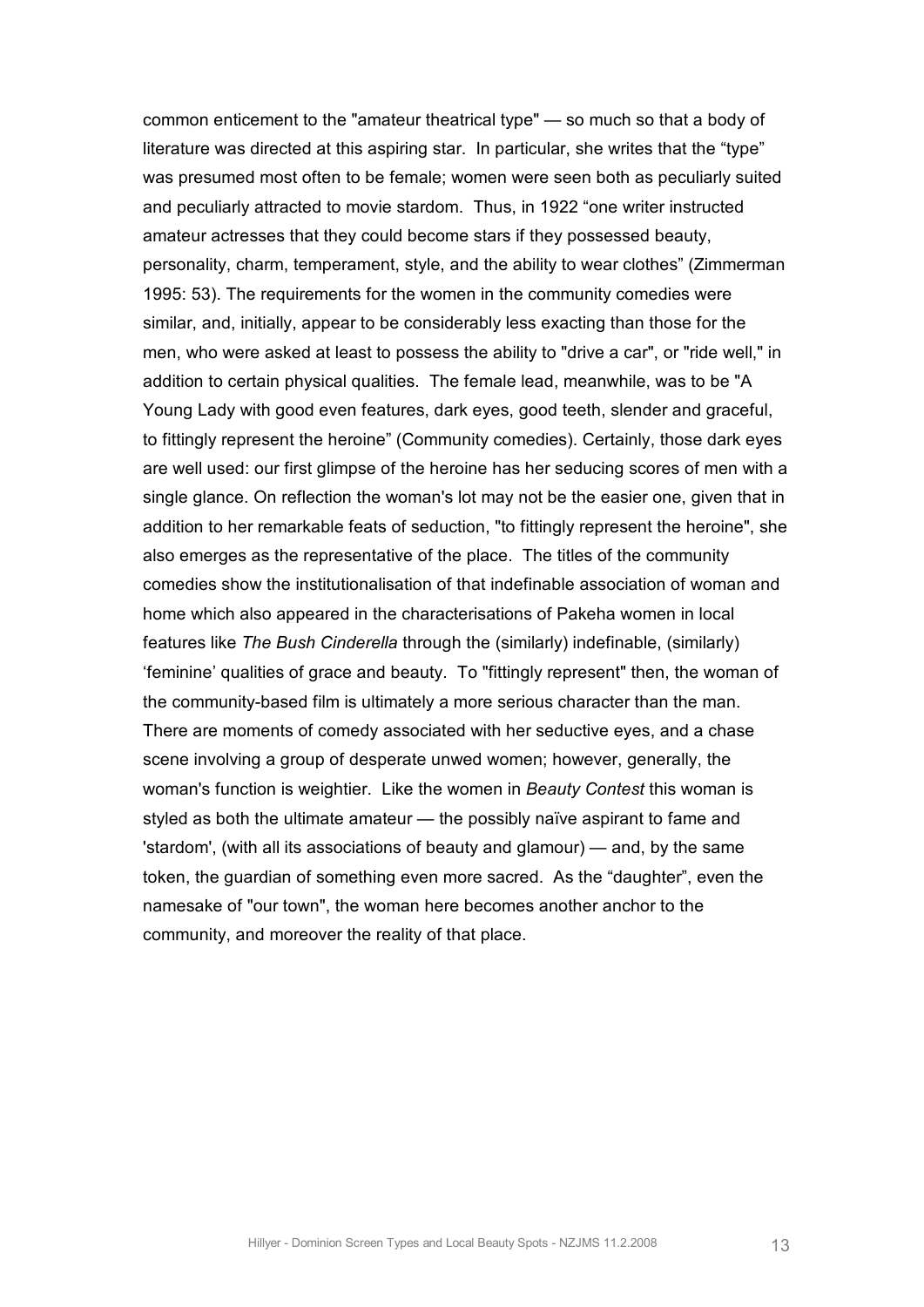common enticement to the "amateur theatrical type" — so much so that a body of literature was directed at this aspiring star. In particular, she writes that the “type” was presumed most often to be female; women were seen both as peculiarly suited and peculiarly attracted to movie stardom. Thus, in 1922 “one writer instructed amateur actresses that they could become stars if they possessed beauty, personality, charm, temperament, style, and the ability to wear clothes” (Zimmerman 1995: 53). The requirements for the women in the community comedies were similar, and, initially, appear to be considerably less exacting than those for the men, who were asked at least to possess the ability to "drive a car", or "ride well," in addition to certain physical qualities. The female lead, meanwhile, was to be "A Young Lady with good even features, dark eyes, good teeth, slender and graceful, to fittingly represent the heroine” (Community comedies). Certainly, those dark eyes are well used: our first glimpse of the heroine has her seducing scores of men with a single glance. On reflection the woman's lot may not be the easier one, given that in addition to her remarkable feats of seduction, "to fittingly represent the heroine", she also emerges as the representative of the place. The titles of the community comedies show the institutionalisation of that indefinable association of woman and home which also appeared in the characterisations of Pakeha women in local features like *The Bush Cinderella* through the (similarly) indefinable, (similarly) ‘feminine’ qualities of grace and beauty. To "fittingly represent" then, the woman of the community-based film is ultimately a more serious character than the man. There are moments of comedy associated with her seductive eyes, and a chase scene involving a group of desperate unwed women; however, generally, the woman's function is weightier. Like the women in *Beauty Contest* this woman is styled as both the ultimate amateur — the possibly naïve aspirant to fame and 'stardom', (with all its associations of beauty and glamour) — and, by the same token, the guardian of something even more sacred. As the “daughter”, even the namesake of "our town", the woman here becomes another anchor to the community, and moreover the reality of that place.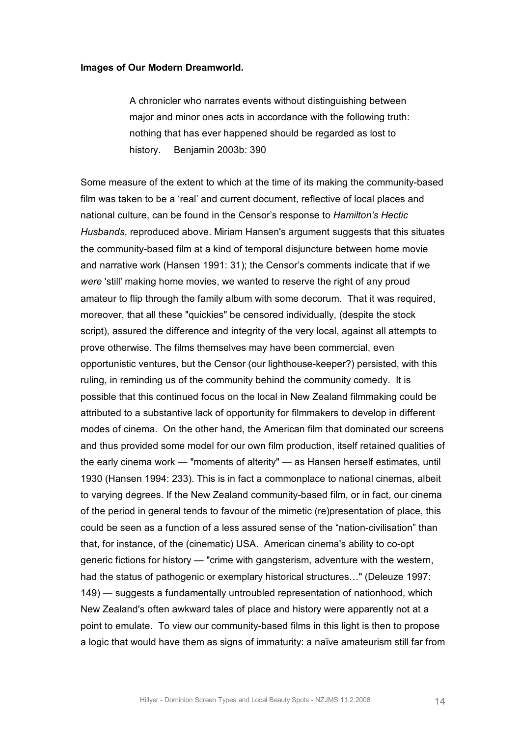**Images of Our Modern Dreamworld.**

> A chronicler who narrates events without distinguishing between major and minor ones acts in accordance with the following truth: nothing that has ever happened should be regarded as lost to history. Benjamin 2003b: 390

Some measure of the extent to which at the time of its making the community-based film was taken to be a 'real' and current document, reflective of local places and national culture, can be found in the Censor's response to *Hamilton's Hectic Husbands*, reproduced above. Miriam Hansen's argument suggests that this situates the community-based film at a kind of temporal disjuncture between home movie and narrative work (Hansen 1991: 31); the Censor's comments indicate that if we *were* 'still' making home movies, we wanted to reserve the right of any proud amateur to flip through the family album with some decorum. That it was required, moreover, that all these "quickies" be censored individually, (despite the stock script), assured the difference and integrity of the very local, against all attempts to prove otherwise. The films themselves may have been commercial, even opportunistic ventures, but the Censor (our lighthouse-keeper?) persisted, with this ruling, in reminding us of the community behind the community comedy. It is possible that this continued focus on the local in New Zealand filmmaking could be attributed to a substantive lack of opportunity for filmmakers to develop in different modes of cinema. On the other hand, the American film that dominated our screens and thus provided some model for our own film production, itself retained qualities of the early cinema work — "moments of alterity" — as Hansen herself estimates, until 1930 (Hansen 1994: 233). This is in fact a commonplace to national cinemas, albeit to varying degrees. If the New Zealand community-based film, or in fact, our cinema of the period in general tends to favour of the mimetic (re)presentation of place, this could be seen as a function of a less assured sense of the "nation-civilisation" than that, for instance, of the (cinematic) USA. American cinema's ability to co-opt generic fictions for history — "crime with gangsterism, adventure with the western, had the status of pathogenic or exemplary historical structures…" (Deleuze 1997: 149) — suggests a fundamentally untroubled representation of nationhood, which New Zealand's often awkward tales of place and history were apparently not at a point to emulate. To view our community-based films in this light is then to propose a logic that would have them as signs of immaturity: a naïve amateurism still far from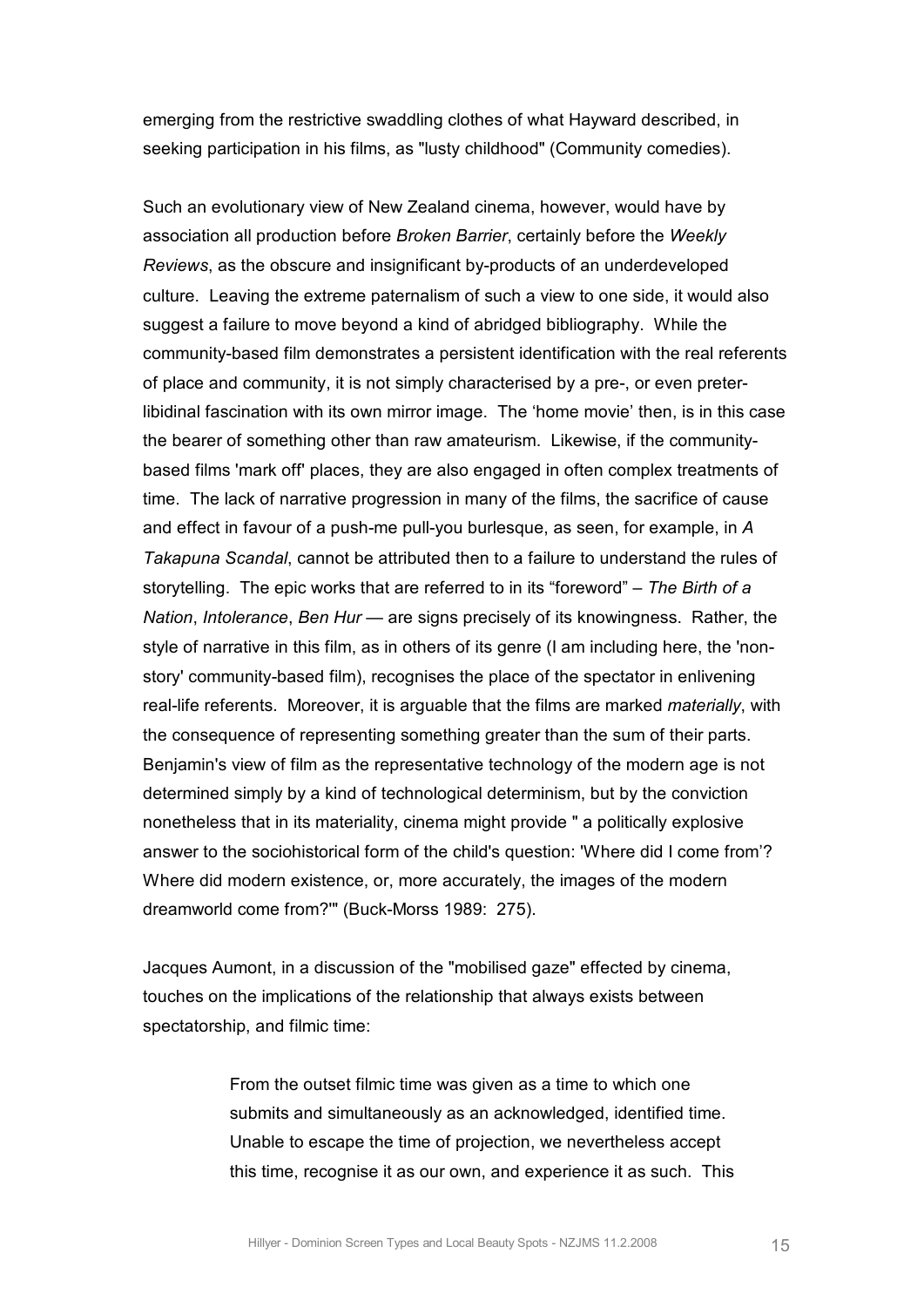emerging from the restrictive swaddling clothes of what Hayward described, in seeking participation in his films, as "lusty childhood" (Community comedies).

Such an evolutionary view of New Zealand cinema, however, would have by association all production before *Broken Barrier*, certainly before the *Weekly Reviews*, as the obscure and insignificant by-products of an underdeveloped culture. Leaving the extreme paternalism of such a view to one side, it would also suggest a failure to move beyond a kind of abridged bibliography. While the community-based film demonstrates a persistent identification with the real referents of place and community, it is not simply characterised by a pre-, or even preter-libidinal fascination with its own mirror image. The 'home movie' then, is in this case the bearer of something other than raw amateurism. Likewise, if the community-based films 'mark off' places, they are also engaged in often complex treatments of time. The lack of narrative progression in many of the films, the sacrifice of cause and effect in favour of a push-me pull-you burlesque, as seen, for example, in *A Takapuna Scandal*, cannot be attributed then to a failure to understand the rules of storytelling. The epic works that are referred to in its "foreword" – *The Birth of a Nation*, *Intolerance*, *Ben Hur* — are signs precisely of its knowingness. Rather, the style of narrative in this film, as in others of its genre (I am including here, the 'non-story' community-based film), recognises the place of the spectator in enlivening real-life referents. Moreover, it is arguable that the films are marked *materially*, with the consequence of representing something greater than the sum of their parts. Benjamin's view of film as the representative technology of the modern age is not determined simply by a kind of technological determinism, but by the conviction nonetheless that in its materiality, cinema might provide " a politically explosive answer to the sociohistorical form of the child's question: 'Where did I come from'? Where did modern existence, or, more accurately, the images of the modern dreamworld come from?'" (Buck-Morss 1989: 275).

Jacques Aumont, in a discussion of the "mobilised gaze" effected by cinema, touches on the implications of the relationship that always exists between spectatorship, and filmic time:

> From the outset filmic time was given as a time to which one submits and simultaneously as an acknowledged, identified time. Unable to escape the time of projection, we nevertheless accept this time, recognise it as our own, and experience it as such. This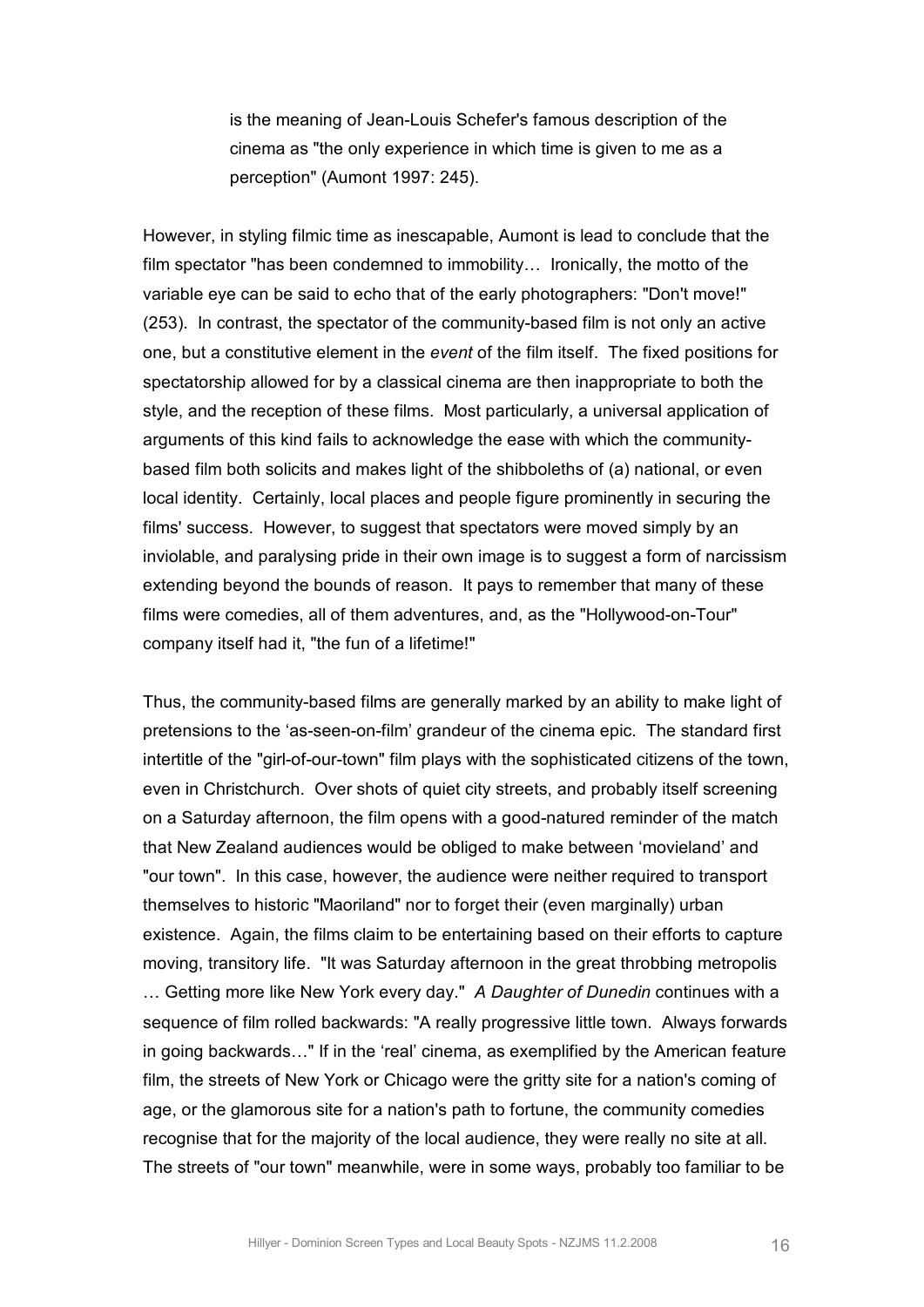> is the meaning of Jean-Louis Schefer's famous description of the cinema as "the only experience in which time is given to me as a perception" (Aumont 1997: 245).

However, in styling filmic time as inescapable, Aumont is lead to conclude that the film spectator "has been condemned to immobility… Ironically, the motto of the variable eye can be said to echo that of the early photographers: "Don't move!" (253). In contrast, the spectator of the community-based film is not only an active one, but a constitutive element in the *event* of the film itself. The fixed positions for spectatorship allowed for by a classical cinema are then inappropriate to both the style, and the reception of these films. Most particularly, a universal application of arguments of this kind fails to acknowledge the ease with which the community-based film both solicits and makes light of the shibboleths of (a) national, or even local identity. Certainly, local places and people figure prominently in securing the films' success. However, to suggest that spectators were moved simply by an inviolable, and paralysing pride in their own image is to suggest a form of narcissism extending beyond the bounds of reason. It pays to remember that many of these films were comedies, all of them adventures, and, as the "Hollywood-on-Tour" company itself had it, "the fun of a lifetime!"

Thus, the community-based films are generally marked by an ability to make light of pretensions to the 'as-seen-on-film' grandeur of the cinema epic. The standard first intertitle of the "girl-of-our-town" film plays with the sophisticated citizens of the town, even in Christchurch. Over shots of quiet city streets, and probably itself screening on a Saturday afternoon, the film opens with a good-natured reminder of the match that New Zealand audiences would be obliged to make between 'movieland' and "our town". In this case, however, the audience were neither required to transport themselves to historic "Maoriland" nor to forget their (even marginally) urban existence. Again, the films claim to be entertaining based on their efforts to capture moving, transitory life. "It was Saturday afternoon in the great throbbing metropolis … Getting more like New York every day." *A Daughter of Dunedin* continues with a sequence of film rolled backwards: "A really progressive little town. Always forwards in going backwards…" If in the 'real' cinema, as exemplified by the American feature film, the streets of New York or Chicago were the gritty site for a nation's coming of age, or the glamorous site for a nation's path to fortune, the community comedies recognise that for the majority of the local audience, they were really no site at all. The streets of "our town" meanwhile, were in some ways, probably too familiar to be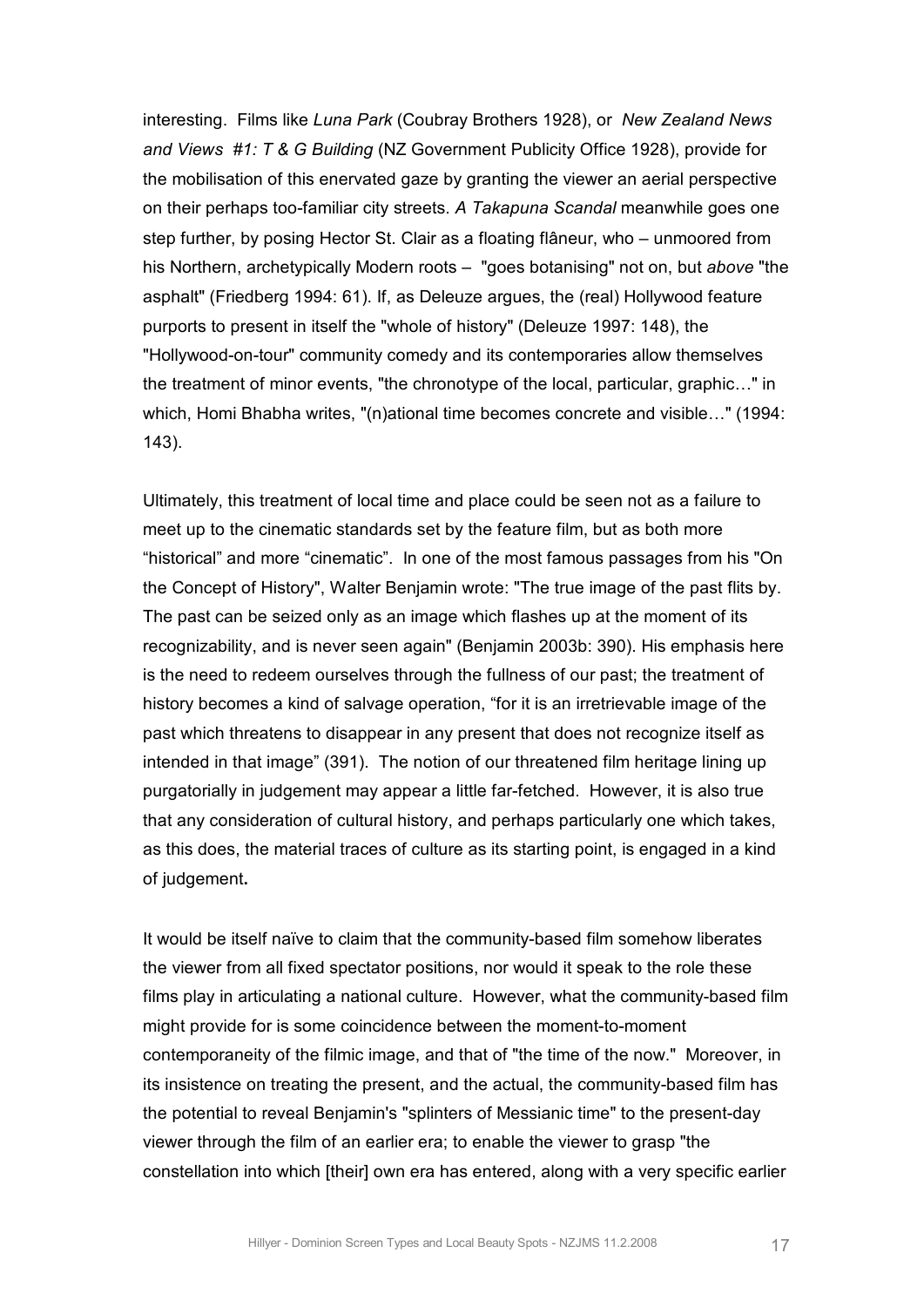interesting. Films like *Luna Park* (Coubray Brothers 1928), or *New Zealand News and Views #1: T & G Building* (NZ Government Publicity Office 1928), provide for the mobilisation of this enervated gaze by granting the viewer an aerial perspective on their perhaps too-familiar city streets. *A Takapuna Scandal* meanwhile goes one step further, by posing Hector St. Clair as a floating flâneur, who – unmoored from his Northern, archetypically Modern roots – "goes botanising" not on, but *above* "the asphalt" (Friedberg 1994: 61). If, as Deleuze argues, the (real) Hollywood feature purports to present in itself the "whole of history" (Deleuze 1997: 148), the "Hollywood-on-tour" community comedy and its contemporaries allow themselves the treatment of minor events, "the chronotype of the local, particular, graphic…" in which, Homi Bhabha writes, "(n)ational time becomes concrete and visible…" (1994: 143).

Ultimately, this treatment of local time and place could be seen not as a failure to meet up to the cinematic standards set by the feature film, but as both more "historical" and more "cinematic". In one of the most famous passages from his "On the Concept of History", Walter Benjamin wrote: "The true image of the past flits by. The past can be seized only as an image which flashes up at the moment of its recognizability, and is never seen again" (Benjamin 2003b: 390). His emphasis here is the need to redeem ourselves through the fullness of our past; the treatment of history becomes a kind of salvage operation, "for it is an irretrievable image of the past which threatens to disappear in any present that does not recognize itself as intended in that image" (391). The notion of our threatened film heritage lining up purgatorially in judgement may appear a little far-fetched. However, it is also true that any consideration of cultural history, and perhaps particularly one which takes, as this does, the material traces of culture as its starting point, is engaged in a kind of judgement**.**

It would be itself naïve to claim that the community-based film somehow liberates the viewer from all fixed spectator positions, nor would it speak to the role these films play in articulating a national culture. However, what the community-based film might provide for is some coincidence between the moment-to-moment contemporaneity of the filmic image, and that of "the time of the now." Moreover, in its insistence on treating the present, and the actual, the community-based film has the potential to reveal Benjamin's "splinters of Messianic time" to the present-day viewer through the film of an earlier era; to enable the viewer to grasp "the constellation into which [their] own era has entered, along with a very specific earlier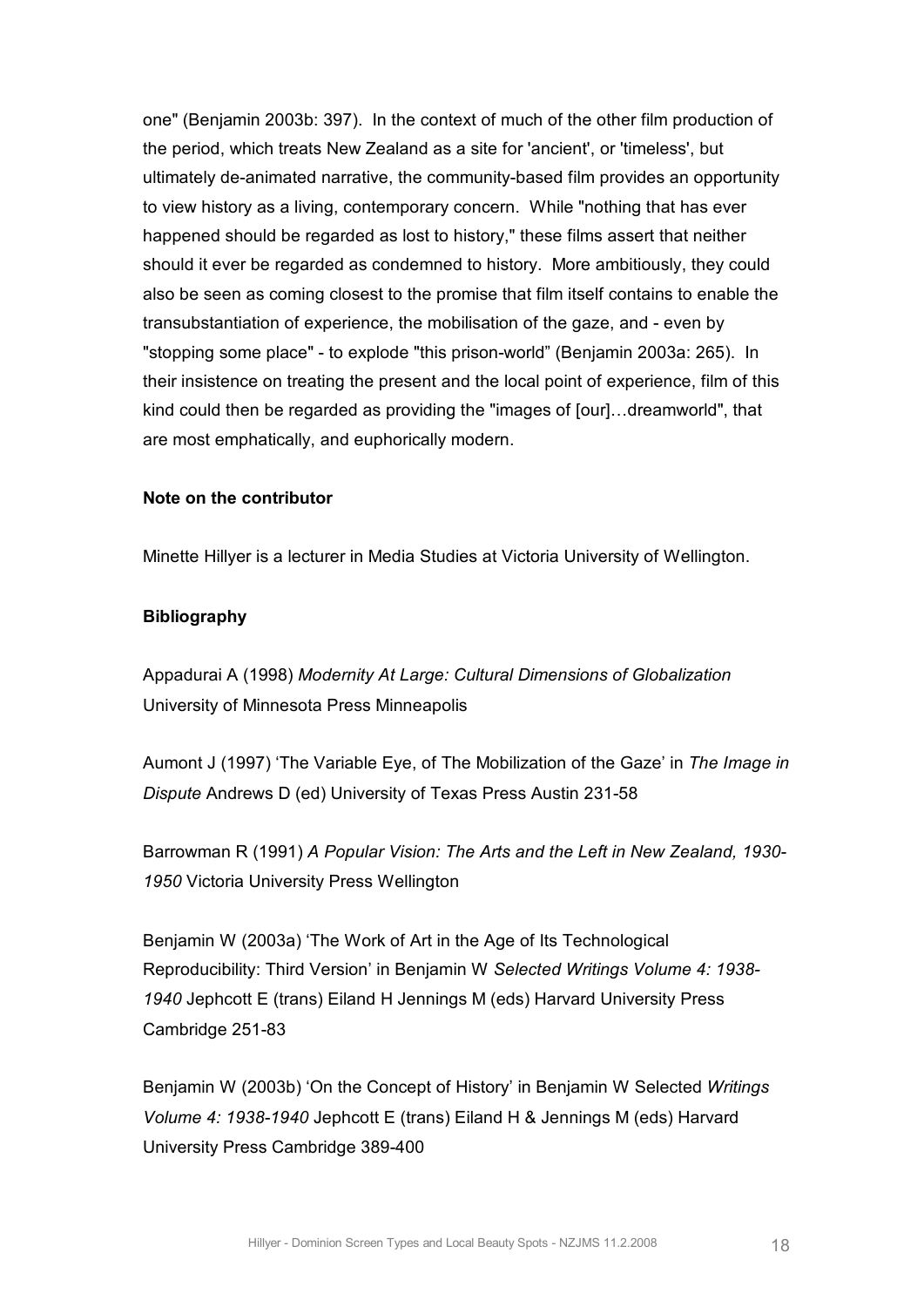one" (Benjamin 2003b: 397). In the context of much of the other film production of the period, which treats New Zealand as a site for 'ancient', or 'timeless', but ultimately de-animated narrative, the community-based film provides an opportunity to view history as a living, contemporary concern. While "nothing that has ever happened should be regarded as lost to history," these films assert that neither should it ever be regarded as condemned to history. More ambitiously, they could also be seen as coming closest to the promise that film itself contains to enable the transubstantiation of experience, the mobilisation of the gaze, and - even by "stopping some place" - to explode "this prison-world" (Benjamin 2003a: 265). In their insistence on treating the present and the local point of experience, film of this kind could then be regarded as providing the "images of [our]…dreamworld", that are most emphatically, and euphorically modern.

**Note on the contributor**

Minette Hillyer is a lecturer in Media Studies at Victoria University of Wellington.

**Bibliography**

Appadurai A (1998) *Modernity At Large: Cultural Dimensions of Globalization* University of Minnesota Press Minneapolis

Aumont J (1997) 'The Variable Eye, of The Mobilization of the Gaze' in *The Image in Dispute* Andrews D (ed) University of Texas Press Austin 231-58

Barrowman R (1991) *A Popular Vision: The Arts and the Left in New Zealand, 1930-1950* Victoria University Press Wellington

Benjamin W (2003a) 'The Work of Art in the Age of Its Technological Reproducibility: Third Version' in Benjamin W *Selected Writings Volume 4: 1938-1940* Jephcott E (trans) Eiland H Jennings M (eds) Harvard University Press Cambridge 251-83

Benjamin W (2003b) 'On the Concept of History' in Benjamin W Selected *Writings Volume 4: 1938-1940* Jephcott E (trans) Eiland H & Jennings M (eds) Harvard University Press Cambridge 389-400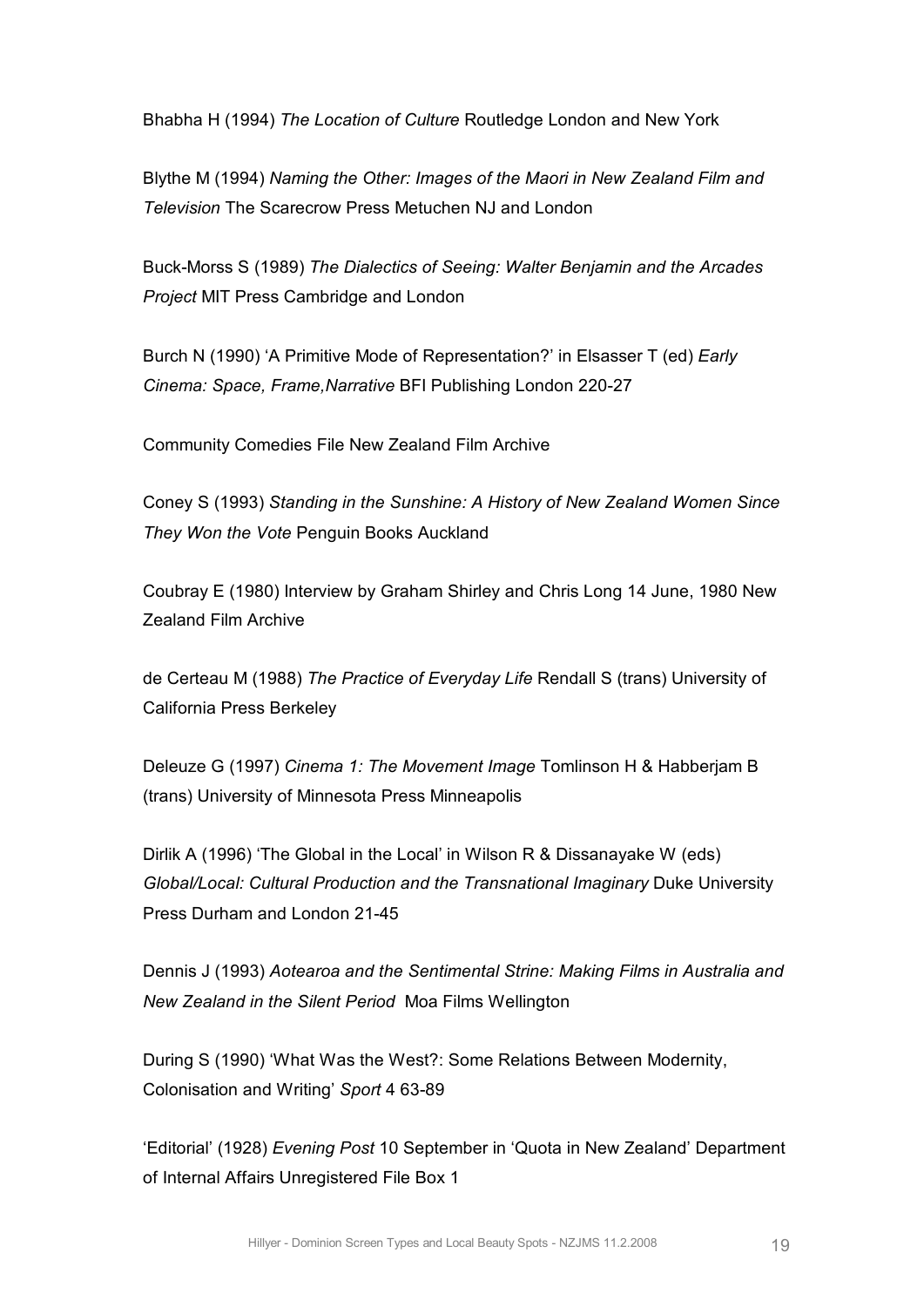Bhabha H (1994) *The Location of Culture* Routledge London and New York

Blythe M (1994) *Naming the Other: Images of the Maori in New Zealand Film and Television* The Scarecrow Press Metuchen NJ and London

Buck-Morss S (1989) *The Dialectics of Seeing: Walter Benjamin and the Arcades Project* MIT Press Cambridge and London

Burch N (1990) 'A Primitive Mode of Representation?' in Elsasser T (ed) *Early Cinema: Space, Frame,Narrative* BFI Publishing London 220-27

Community Comedies File New Zealand Film Archive

Coney S (1993) *Standing in the Sunshine: A History of New Zealand Women Since They Won the Vote* Penguin Books Auckland

Coubray E (1980) Interview by Graham Shirley and Chris Long 14 June, 1980 New Zealand Film Archive

de Certeau M (1988) *The Practice of Everyday Life* Rendall S (trans) University of California Press Berkeley

Deleuze G (1997) *Cinema 1: The Movement Image* Tomlinson H & Habberjam B (trans) University of Minnesota Press Minneapolis

Dirlik A (1996) 'The Global in the Local' in Wilson R & Dissanayake W (eds) *Global/Local: Cultural Production and the Transnational Imaginary* Duke University Press Durham and London 21-45

Dennis J (1993) *Aotearoa and the Sentimental Strine: Making Films in Australia and New Zealand in the Silent Period* Moa Films Wellington

During S (1990) 'What Was the West?: Some Relations Between Modernity, Colonisation and Writing' *Sport* 4 63-89

'Editorial' (1928) *Evening Post* 10 September in 'Quota in New Zealand' Department of Internal Affairs Unregistered File Box 1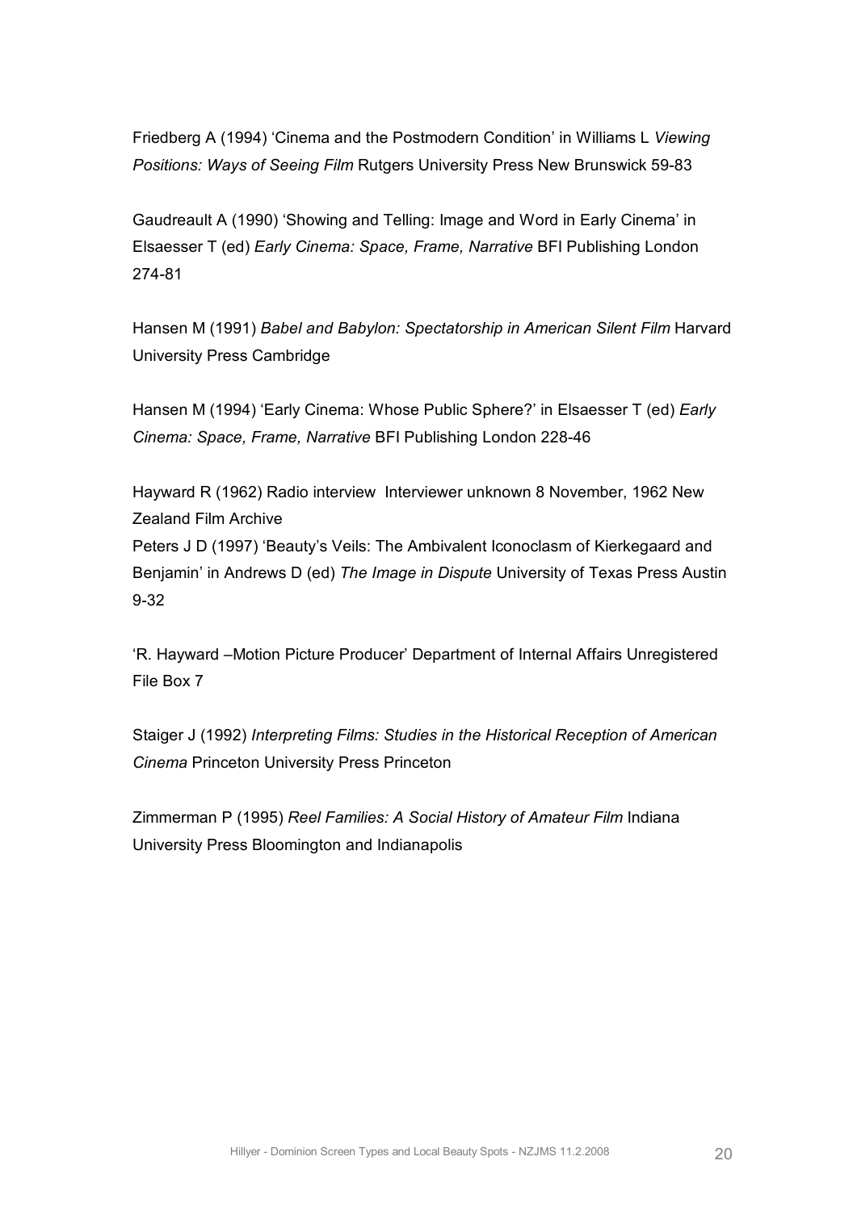Friedberg A (1994) 'Cinema and the Postmodern Condition' in Williams L *Viewing Positions: Ways of Seeing Film* Rutgers University Press New Brunswick 59-83

Gaudreault A (1990) 'Showing and Telling: Image and Word in Early Cinema' in Elsaesser T (ed) *Early Cinema: Space, Frame, Narrative* BFI Publishing London 274-81

Hansen M (1991) *Babel and Babylon: Spectatorship in American Silent Film* Harvard University Press Cambridge

Hansen M (1994) 'Early Cinema: Whose Public Sphere?' in Elsaesser T (ed) *Early Cinema: Space, Frame, Narrative* BFI Publishing London 228-46

Hayward R (1962) Radio interview Interviewer unknown 8 November, 1962 New Zealand Film Archive

Peters J D (1997) 'Beauty's Veils: The Ambivalent Iconoclasm of Kierkegaard and Benjamin' in Andrews D (ed) *The Image in Dispute* University of Texas Press Austin 9-32

'R. Hayward –Motion Picture Producer' Department of Internal Affairs Unregistered File Box 7

Staiger J (1992) *Interpreting Films: Studies in the Historical Reception of American Cinema* Princeton University Press Princeton

Zimmerman P (1995) *Reel Families: A Social History of Amateur Film* Indiana University Press Bloomington and Indianapolis